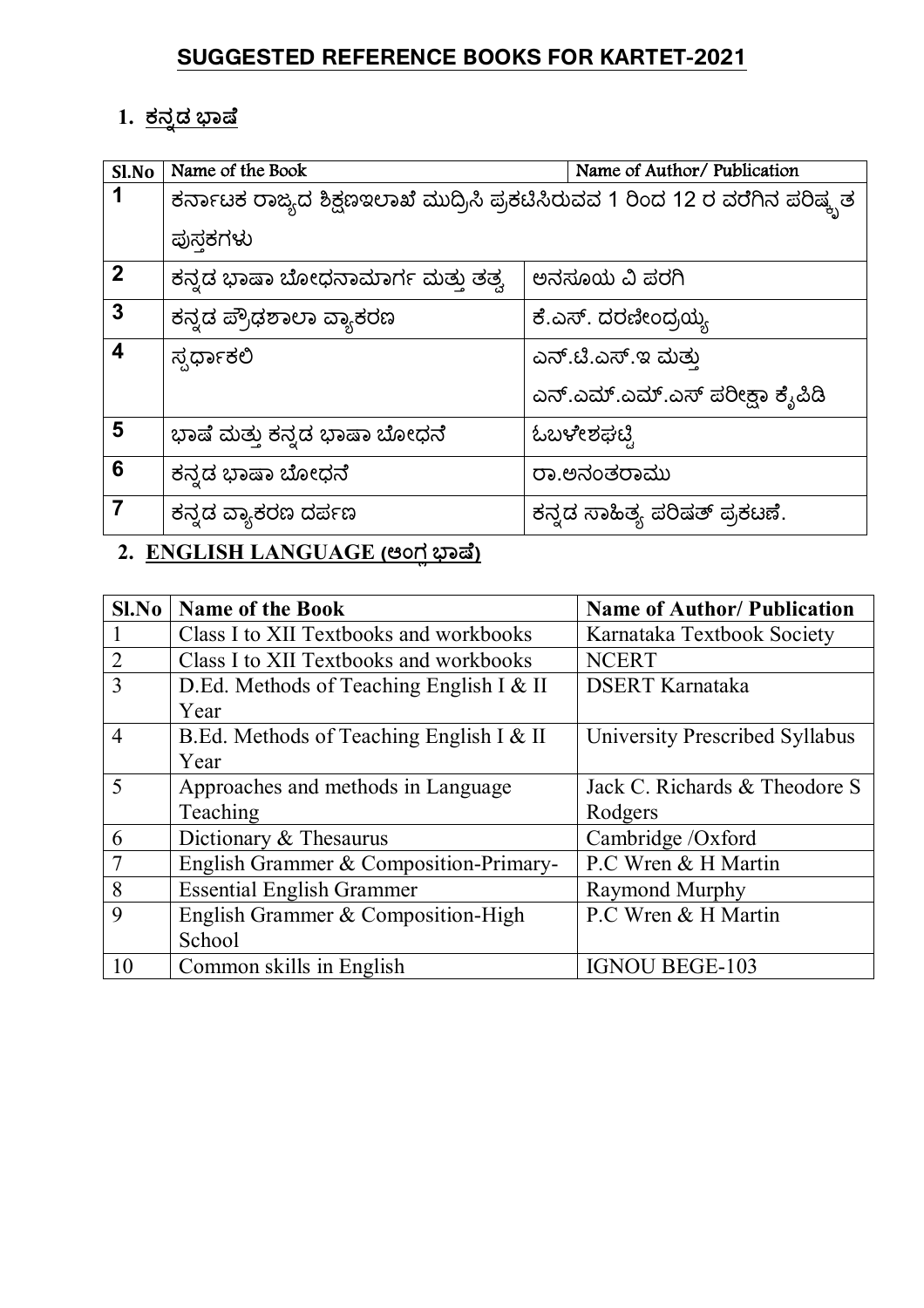# SUGGESTED REFERENCE BOOKS FOR KARTET-2021

## 1. ಕನ್ನಡ ಭಾಷೆ

| Sl.No | Name of the Book | Name of Author/ Publication |
|---|---|---|
| 1 | ಕರ್ನಾಟಕ ರಾಜ್ಯದ ಶಿಕ್ಷಣಇಲಾಖೆ ಮುದ್ರಿಸಿ ಪ್ರಕಟಿಸಿರುವವ 1 ರಿಂದ 12 ರ ವರೆಗಿನ ಪರಿಷ್ಕೃತ ಪುಸ್ತಕಗಳು | |
| 2 | ಕನ್ನಡ ಭಾಷಾ ಬೋಧನಾಮಾರ್ಗ ಮತ್ತು ತತ್ವ | ಅನಸೂಯ ವಿ ಪರಗಿ |
| 3 | ಕನ್ನಡ ಪ್ರೌಢಶಾಲಾ ವ್ಯಾಕರಣ | ಕೆ.ಎಸ್. ದರಣೀಂದ್ರಯ್ಯ |
| 4 | ಸ್ಪರ್ಧಾಕಲಿ | ಎನ್.ಟಿ.ಎಸ್.ಇ ಮತ್ತು ಎನ್.ಎಮ್.ಎಮ್.ಎಸ್ ಪರೀಕ್ಷಾ ಕೈಪಿಡಿ |
| 5 | ಭಾಷೆ ಮತ್ತು ಕನ್ನಡ ಭಾಷಾ ಬೋಧನೆ | ಓಬಳೇಶಘಟ್ಟಿ |
| 6 | ಕನ್ನಡ ಭಾಷಾ ಬೋಧನೆ | ರಾ.ಅನಂತರಾಮು |
| 7 | ಕನ್ನಡ ವ್ಯಾಕರಣ ದರ್ಪಣ | ಕನ್ನಡ ಸಾಹಿತ್ಯ ಪರಿಷತ್ ಪ್ರಕಟಣೆ. |

## 2. ENGLISH LANGUAGE (ಆಂಗ್ಲ ಭಾಷೆ)

| Sl.No | Name of the Book | Name of Author/ Publication |
|---|---|---|
| 1 | Class I to XII Textbooks and workbooks | Karnataka Textbook Society |
| 2 | Class I to XII Textbooks and workbooks | NCERT |
| 3 | D.Ed. Methods of Teaching English I & II Year | DSERT Karnataka |
| 4 | B.Ed. Methods of Teaching English I & II Year | University Prescribed Syllabus |
| 5 | Approaches and methods in Language Teaching | Jack C. Richards & Theodore S Rodgers |
| 6 | Dictionary & Thesaurus | Cambridge /Oxford |
| 7 | English Grammer & Composition-Primary- | P.C Wren & H Martin |
| 8 | Essential English Grammer | Raymond Murphy |
| 9 | English Grammer & Composition-High School | P.C Wren & H Martin |
| 10 | Common skills in English | IGNOU BEGE-103 |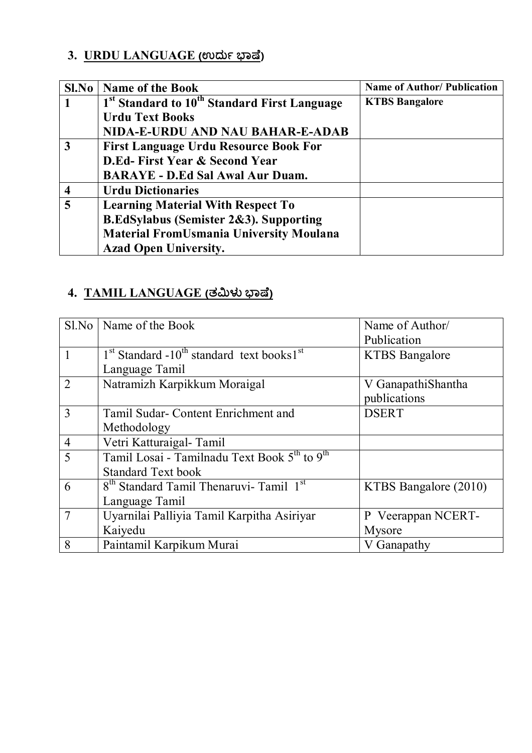## 3. URDU LANGUAGE (ಉರ್ದು ಭಾಷೆ)

| Sl.No | Name of the Book | Name of Author/ Publication |
|---|---|---|
| 1 | 1st Standard to 10th Standard First Language Urdu Text Books NIDA-E-URDU AND NAU BAHAR-E-ADAB | KTBS Bangalore |
| 3 | First Language Urdu Resource Book For D.Ed- First Year & Second Year BARAYE - D.Ed Sal Awal Aur Duam. | |
| 4 | Urdu Dictionaries | |
| 5 | Learning Material With Respect To B.EdSylabus (Semister 2&3). Supporting Material FromUsmania University Moulana Azad Open University. | |

## 4. TAMIL LANGUAGE (ತಮಿಳು ಭಾಷೆ)

| Sl.No | Name of the Book | Name of Author/ Publication |
|---|---|---|
| 1 | 1st Standard -10th standard text books1st Language Tamil | KTBS Bangalore |
| 2 | Natramizh Karpikkum Moraigal | V GanapathiShantha publications |
| 3 | Tamil Sudar- Content Enrichment and Methodology | DSERT |
| 4 | Vetri Katturaigal- Tamil | |
| 5 | Tamil Losai - Tamilnadu Text Book 5th to 9th Standard Text book | |
| 6 | 8th Standard Tamil Thenaruvi- Tamil 1st Language Tamil | KTBS Bangalore (2010) |
| 7 | Uyarnilai Palliyia Tamil Karpitha Asiriyar Kaiyedu | P Veerappan NCERT-Mysore |
| 8 | Paintamil Karpikum Murai | V Ganapathy |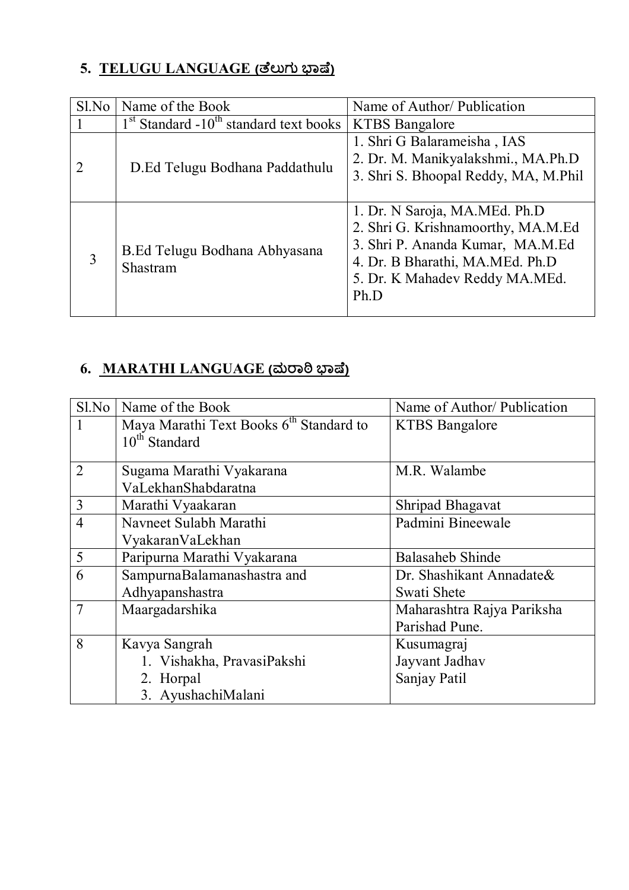## 5. TELUGU LANGUAGE (ತೆಲುಗು ಭಾಷೆ)

| Sl.No | Name of the Book | Name of Author/ Publication |
|---|---|---|
| 1 | 1st Standard -10th standard text books | KTBS Bangalore |
| 2 | D.Ed Telugu Bodhana Paddathulu | 1. Shri G Balarameisha , IAS<br>2. Dr. M. Manikyalakshmi., MA.Ph.D<br>3. Shri S. Bhoopal Reddy, MA, M.Phil |
| 3 | B.Ed Telugu Bodhana Abhyasana Shastram | 1. Dr. N Saroja, MA.MEd. Ph.D<br>2. Shri G. Krishnamoorthy, MA.M.Ed<br>3. Shri P. Ananda Kumar, MA.M.Ed<br>4. Dr. B Bharathi, MA.MEd. Ph.D<br>5. Dr. K Mahadev Reddy MA.MEd. Ph.D |

## 6. MARATHI LANGUAGE (ಮರಾಠಿ ಭಾಷೆ)

| Sl.No | Name of the Book | Name of Author/ Publication |
|---|---|---|
| 1 | Maya Marathi Text Books 6th Standard to 10th Standard | KTBS Bangalore |
| 2 | Sugama Marathi Vyakarana VaLekhanShabdaratna | M.R. Walambe |
| 3 | Marathi Vyaakaran | Shripad Bhagavat |
| 4 | Navneet Sulabh Marathi VyakaranVaLekhan | Padmini Bineewale |
| 5 | Paripurna Marathi Vyakarana | Balasaheb Shinde |
| 6 | SampurnaBalamanashastra and Adhyapanshastra | Dr. Shashikant Annadate& Swati Shete |
| 7 | Maargadarshika | Maharashtra Rajya Pariksha Parishad Pune. |
| 8 | Kavya Sangrah<br>1. Vishakha, PravasiPakshi<br>2. Horpal<br>3. AyushachiMalani | Kusumagraj<br>Jayvant Jadhav<br>Sanjay Patil |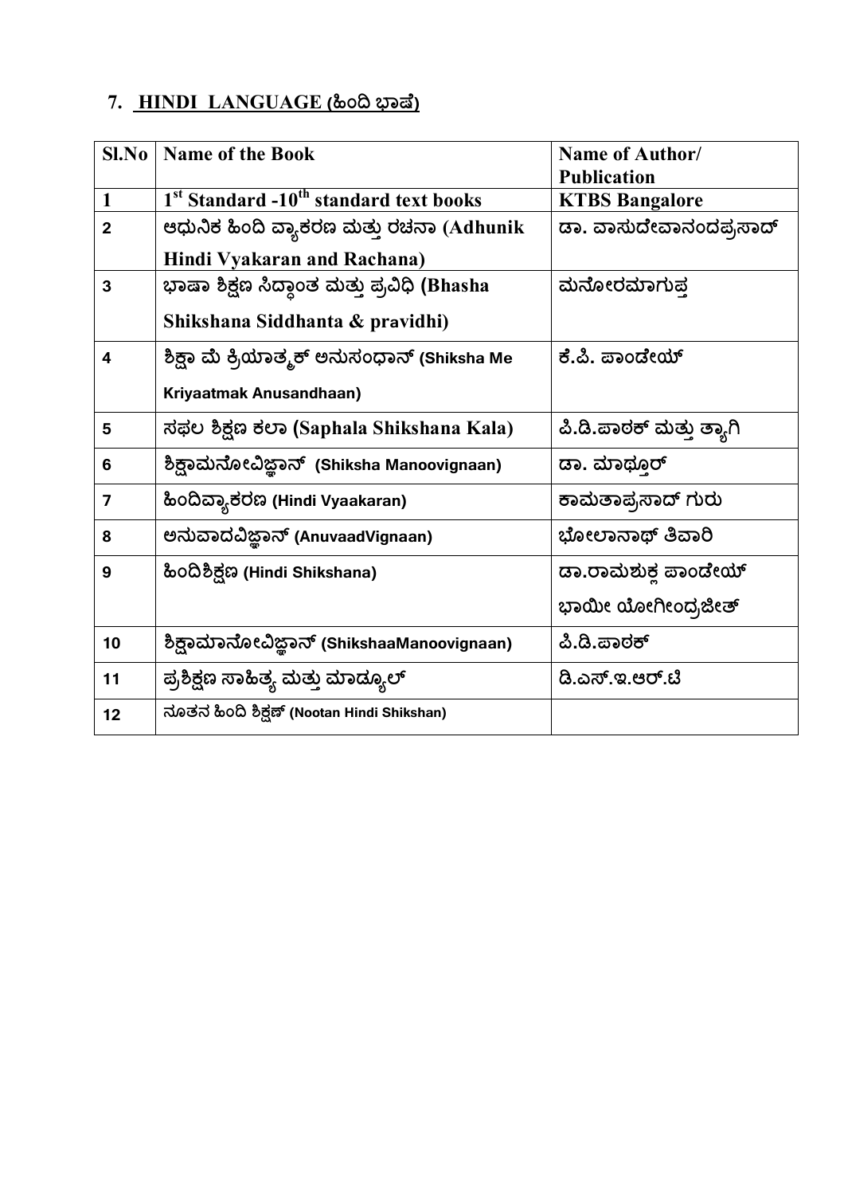## 7. HINDI LANGUAGE (ಹಿಂದಿ ಭಾಷೆ)

| Sl.No | Name of the Book | Name of Author/ Publication |
|---|---|---|
| 1 | 1st Standard -10th standard text books | KTBS Bangalore |
| 2 | ಆಧುನಿಕ ಹಿಂದಿ ವ್ಯಾಕರಣ ಮತ್ತು ರಚನಾ (Adhunik Hindi Vyakaran and Rachana) | ಡಾ. ವಾಸುದೇವಾನಂದಪ್ರಸಾದ್ |
| 3 | ಭಾಷಾ ಶಿಕ್ಷಣ ಸಿದ್ಧಾಂತ ಮತ್ತು ಪ್ರವಿಧಿ (Bhasha Shikshana Siddhanta & pravidhi) | ಮನೋರಮಾಗುಪ್ತ |
| 4 | ಶಿಕ್ಷಾ ಮೆ ಕ್ರಿಯಾತ್ಮಕ್ ಅನುಸಂಧಾನ್ (Shiksha Me Kriyaatmak Anusandhaan) | ಕೆ.ಪಿ. ಪಾಂಡೇಯ್ |
| 5 | ಸಫಲ ಶಿಕ್ಷಣ ಕಲಾ (Saphala Shikshana Kala) | ಪಿ.ಡಿ.ಪಾಠಕ್ ಮತ್ತು ತ್ಯಾಗಿ |
| 6 | ಶಿಕ್ಷಾಮನೋವಿಜ್ಞಾನ್ (Shiksha Manoovignaan) | ಡಾ. ಮಾಥ್ಯೂರ್ |
| 7 | ಹಿಂದಿವ್ಯಾಕರಣ (Hindi Vyaakaran) | ಕಾಮತಾಪ್ರಸಾದ್ ಗುರು |
| 8 | ಅನುವಾದವಿಜ್ಞಾನ್ (AnuvaadVignaan) | ಭೋಲಾನಾಥ್ ತಿವಾರಿ |
| 9 | ಹಿಂದಿಶಿಕ್ಷಣ (Hindi Shikshana) | ಡಾ.ರಾಮಶುಕ್ಲ ಪಾಂಡೇಯ್ ಭಾಯೀ ಯೋಗೀಂದ್ರಜೀತ್ |
| 10 | ಶಿಕ್ಷಾಮಾನೋವಿಜ್ಞಾನ್ (ShikshaaManoovignaan) | ಪಿ.ಡಿ.ಪಾಠಕ್ |
| 11 | ಪ್ರಶಿಕ್ಷಣ ಸಾಹಿತ್ಯ ಮತ್ತು ಮಾಡ್ಯೂಲ್ | ಡಿ.ಎಸ್.ಇ.ಆರ್.ಟಿ |
| 12 | ನೂತನ ಹಿಂದಿ ಶಿಕ್ಷಣ್ (Nootan Hindi Shikshan) | |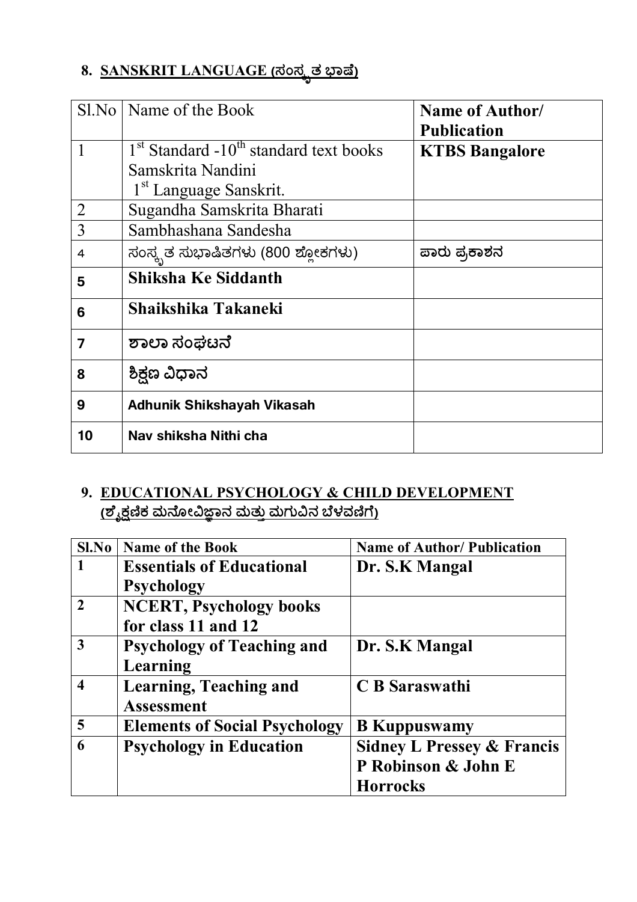## 8. SANSKRIT LANGUAGE (ಸಂಸ್ಕೃತ ಭಾಷೆ)

| Sl.No | Name of the Book | Name of Author/ Publication |
|---|---|---|
| 1 | 1st Standard -10th standard text books Samskrita Nandini 1st Language Sanskrit. | **KTBS Bangalore** |
| 2 | Sugandha Samskrita Bharati | |
| 3 | Sambhashana Sandesha | |
| 4 | ಸಂಸ್ಕೃತ ಸುಭಾಷಿತಗಳು (800 ಶ್ಲೋಕಗಳು) | ಪಾರು ಪ್ರಕಾಶನ |
| **5** | **Shiksha Ke Siddanth** | |
| **6** | **Shaikshika Takaneki** | |
| **7** | **ಶಾಲಾ ಸಂಘಟನೆ** | |
| **8** | **ಶಿಕ್ಷಣ ವಿಧಾನ** | |
| **9** | **Adhunik Shikshayah Vikasah** | |
| **10** | **Nav shiksha Nithi cha** | |

## 9. EDUCATIONAL PSYCHOLOGY & CHILD DEVELOPMENT (ಶೈಕ್ಷಣಿಕ ಮನೋವಿಜ್ಞಾನ ಮತ್ತು ಮಗುವಿನ ಬೆಳವಣಿಗೆ)

| Sl.No | Name of the Book | Name of Author/ Publication |
|---|---|---|
| **1** | **Essentials of Educational Psychology** | **Dr. S.K Mangal** |
| **2** | **NCERT, Psychology books for class 11 and 12** | |
| **3** | **Psychology of Teaching and Learning** | **Dr. S.K Mangal** |
| **4** | **Learning, Teaching and Assessment** | **C B Saraswathi** |
| **5** | **Elements of Social Psychology** | **B Kuppuswamy** |
| **6** | **Psychology in Education** | **Sidney L Pressey & Francis P Robinson & John E Horrocks** |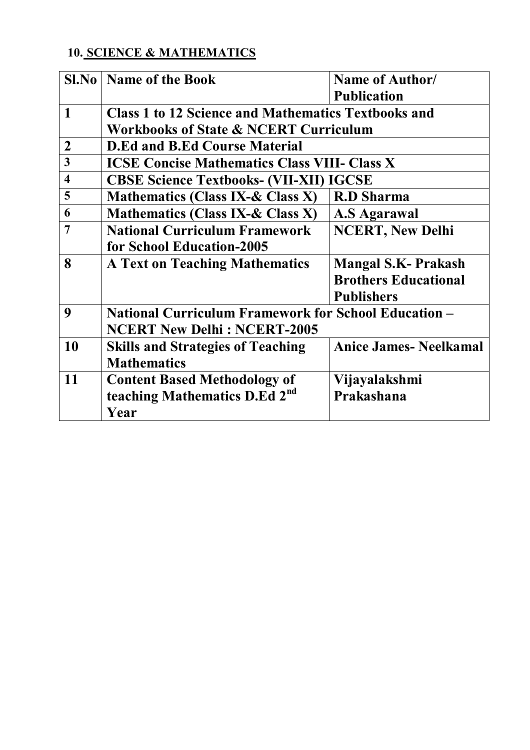## 10. SCIENCE & MATHEMATICS

| Sl.No | Name of the Book | Name of Author/ Publication |
|---|---|---|
| 1 | Class 1 to 12 Science and Mathematics Textbooks and Workbooks of State & NCERT Curriculum | |
| 2 | D.Ed and B.Ed Course Material | |
| 3 | ICSE Concise Mathematics Class VIII- Class X | |
| 4 | CBSE Science Textbooks- (VII-XII) IGCSE | |
| 5 | Mathematics (Class IX-& Class X) | R.D Sharma |
| 6 | Mathematics (Class IX-& Class X) | A.S Agarawal |
| 7 | National Curriculum Framework for School Education-2005 | NCERT, New Delhi |
| 8 | A Text on Teaching Mathematics | Mangal S.K- Prakash Brothers Educational Publishers |
| 9 | National Curriculum Framework for School Education – NCERT New Delhi : NCERT-2005 | |
| 10 | Skills and Strategies of Teaching Mathematics | Anice James- Neelkamal |
| 11 | Content Based Methodology of teaching Mathematics D.Ed 2nd Year | Vijayalakshmi Prakashana |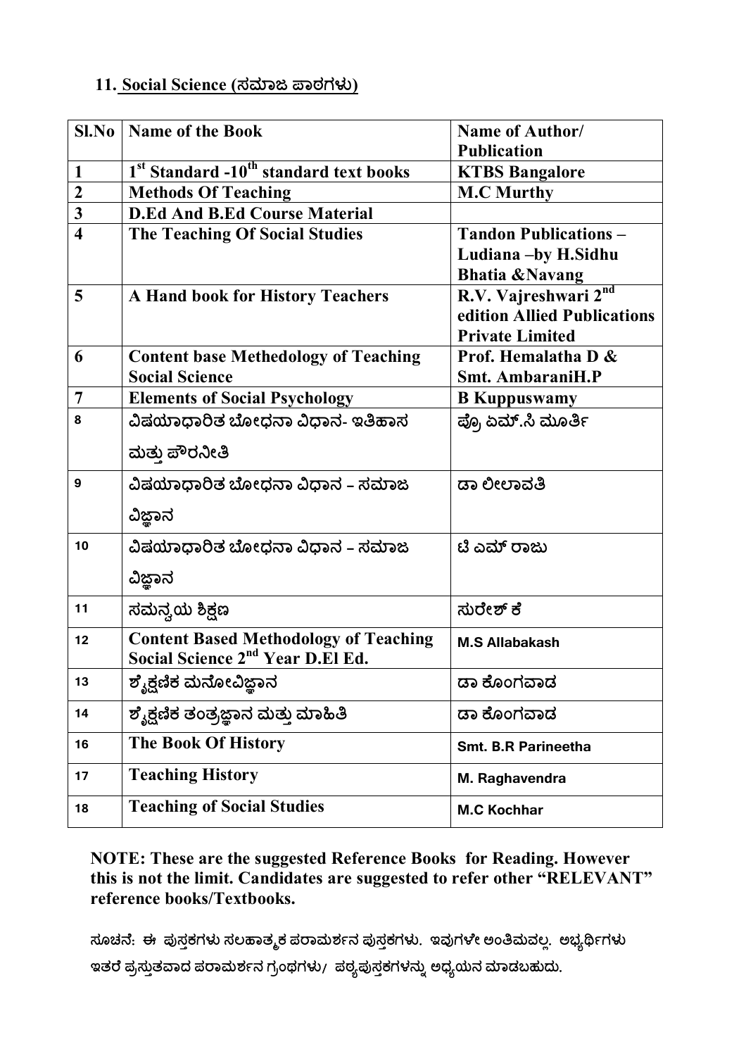## 11. Social Science (ಸಮಾಜ ಪಾಠಗಳು)

| Sl.No | Name of the Book | Name of Author/ Publication |
|---|---|---|
| 1 | 1st Standard -10th standard text books | KTBS Bangalore |
| 2 | Methods Of Teaching | M.C Murthy |
| 3 | D.Ed And B.Ed Course Material | |
| 4 | The Teaching Of Social Studies | Tandon Publications – Ludiana –by H.Sidhu Bhatia &Navang |
| 5 | A Hand book for History Teachers | R.V. Vajreshwari 2nd edition Allied Publications Private Limited |
| 6 | Content base Methedology of Teaching Social Science | Prof. Hemalatha D & Smt. AmbaraniH.P |
| 7 | Elements of Social Psychology | B Kuppuswamy |
| 8 | ವಿಷಯಾಧಾರಿತ ಬೋಧನಾ ವಿಧಾನ- ಇತಿಹಾಸ ಮತ್ತು ಪೌರನೀತಿ | ಪ್ರೊ ಏಮ್.ಸಿ ಮೂರ್ತಿ |
| 9 | ವಿಷಯಾಧಾರಿತ ಬೋಧನಾ ವಿಧಾನ – ಸಮಾಜ ವಿಜ್ಞಾನ | ಡಾ ಲೀಲಾವತಿ |
| 10 | ವಿಷಯಾಧಾರಿತ ಬೋಧನಾ ವಿಧಾನ – ಸಮಾಜ ವಿಜ್ಞಾನ | ಟಿ ಎಮ್ ರಾಜು |
| 11 | ಸಮನ್ವಯ ಶಿಕ್ಷಣ | ಸುರೇಶ್ ಕೆ |
| 12 | Content Based Methodology of Teaching Social Science 2nd Year D.El Ed. | M.S Allabakash |
| 13 | ಶೈಕ್ಷಣಿಕ ಮನೋವಿಜ್ಞಾನ | ಡಾ ಕೊಂಗವಾಡ |
| 14 | ಶೈಕ್ಷಣಿಕ ತಂತ್ರಜ್ಞಾನ ಮತ್ತು ಮಾಹಿತಿ | ಡಾ ಕೊಂಗವಾಡ |
| 16 | The Book Of History | Smt. B.R Parineetha |
| 17 | Teaching History | M. Raghavendra |
| 18 | Teaching of Social Studies | M.C Kochhar |

**NOTE: These are the suggested Reference Books for Reading. However this is not the limit. Candidates are suggested to refer other "RELEVANT" reference books/Textbooks.**

ಸೂಚನೆ: ಈ ಪುಸ್ತಕಗಳು ಸಲಹಾತ್ಮಕ ಪರಾಮರ್ಶನ ಪುಸ್ತಕಗಳು. ಇವುಗಳೇ ಅಂತಿಮವಲ್ಲ. ಅಭ್ಯರ್ಥಿಗಳು ಇತರೆ ಪ್ರಸ್ತುತವಾದ ಪರಾಮರ್ಶನ ಗ್ರಂಥಗಳು/ ಪಠ್ಯಪುಸ್ತಕಗಳನ್ನು ಅಧ್ಯಯನ ಮಾಡಬಹುದು.